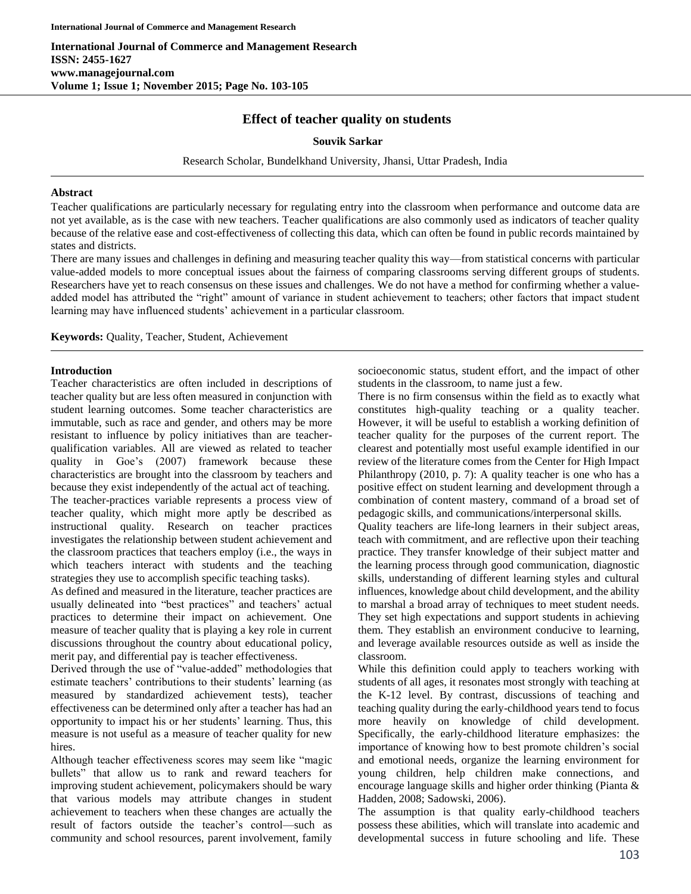# Effect of teacher quality on students

**Souvik Sarkar**

Research Scholar, Bundelkhand University, Jhansi, Uttar Pradesh, India

## Abstract

Teacher qualifications are particularly necessary for regulating entry into the classroom when performance and outcome data are not yet available, as is the case with new teachers. Teacher qualifications are also commonly used as indicators of teacher quality because of the relative ease and cost-effectiveness of collecting this data, which can often be found in public records maintained by states and districts.

There are many issues and challenges in defining and measuring teacher quality this way—from statistical concerns with particular value-added models to more conceptual issues about the fairness of comparing classrooms serving different groups of students. Researchers have yet to reach consensus on these issues and challenges. We do not have a method for confirming whether a value-added model has attributed the "right" amount of variance in student achievement to teachers; other factors that impact student learning may have influenced students' achievement in a particular classroom.

**Keywords:** Quality, Teacher, Student, Achievement

## Introduction

Teacher characteristics are often included in descriptions of teacher quality but are less often measured in conjunction with student learning outcomes. Some teacher characteristics are immutable, such as race and gender, and others may be more resistant to influence by policy initiatives than are teacher-qualification variables. All are viewed as related to teacher quality in Goe's (2007) framework because these characteristics are brought into the classroom by teachers and because they exist independently of the actual act of teaching.

The teacher-practices variable represents a process view of teacher quality, which might more aptly be described as instructional quality. Research on teacher practices investigates the relationship between student achievement and the classroom practices that teachers employ (i.e., the ways in which teachers interact with students and the teaching strategies they use to accomplish specific teaching tasks).

As defined and measured in the literature, teacher practices are usually delineated into "best practices" and teachers' actual practices to determine their impact on achievement. One measure of teacher quality that is playing a key role in current discussions throughout the country about educational policy, merit pay, and differential pay is teacher effectiveness.

Derived through the use of "value-added" methodologies that estimate teachers' contributions to their students' learning (as measured by standardized achievement tests), teacher effectiveness can be determined only after a teacher has had an opportunity to impact his or her students' learning. Thus, this measure is not useful as a measure of teacher quality for new hires.

Although teacher effectiveness scores may seem like "magic bullets" that allow us to rank and reward teachers for improving student achievement, policymakers should be wary that various models may attribute changes in student achievement to teachers when these changes are actually the result of factors outside the teacher's control—such as community and school resources, parent involvement, family socioeconomic status, student effort, and the impact of other students in the classroom, to name just a few.

There is no firm consensus within the field as to exactly what constitutes high-quality teaching or a quality teacher. However, it will be useful to establish a working definition of teacher quality for the purposes of the current report. The clearest and potentially most useful example identified in our review of the literature comes from the Center for High Impact Philanthropy (2010, p. 7): A quality teacher is one who has a positive effect on student learning and development through a combination of content mastery, command of a broad set of pedagogic skills, and communications/interpersonal skills.

Quality teachers are life-long learners in their subject areas, teach with commitment, and are reflective upon their teaching practice. They transfer knowledge of their subject matter and the learning process through good communication, diagnostic skills, understanding of different learning styles and cultural influences, knowledge about child development, and the ability to marshal a broad array of techniques to meet student needs. They set high expectations and support students in achieving them. They establish an environment conducive to learning, and leverage available resources outside as well as inside the classroom.

While this definition could apply to teachers working with students of all ages, it resonates most strongly with teaching at the K-12 level. By contrast, discussions of teaching and teaching quality during the early-childhood years tend to focus more heavily on knowledge of child development. Specifically, the early-childhood literature emphasizes: the importance of knowing how to best promote children's social and emotional needs, organize the learning environment for young children, help children make connections, and encourage language skills and higher order thinking (Pianta & Hadden, 2008; Sadowski, 2006).

The assumption is that quality early-childhood teachers possess these abilities, which will translate into academic and developmental success in future schooling and life. These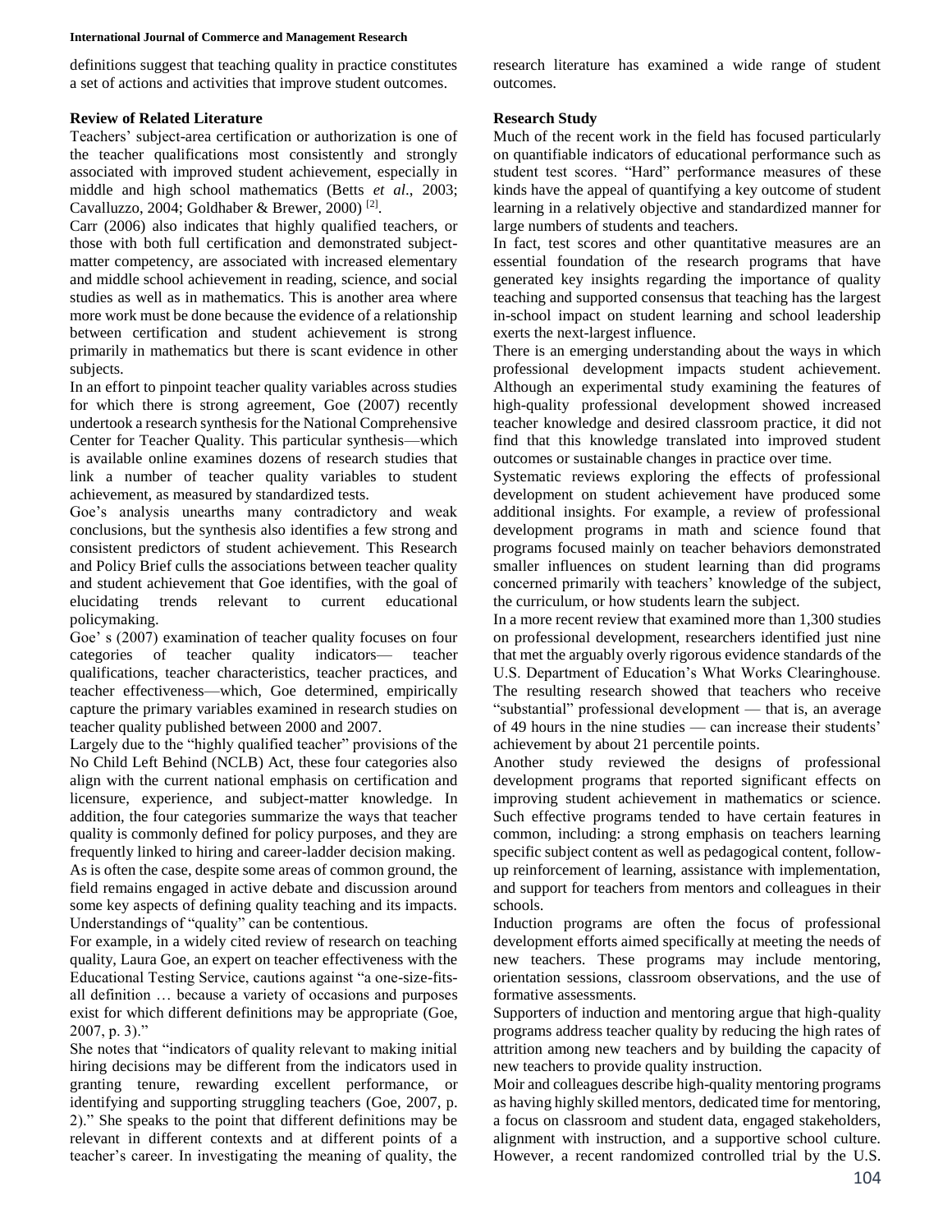definitions suggest that teaching quality in practice constitutes a set of actions and activities that improve student outcomes.

## Review of Related Literature

Teachers' subject-area certification or authorization is one of the teacher qualifications most consistently and strongly associated with improved student achievement, especially in middle and high school mathematics (Betts *et al*., 2003; Cavalluzzo, 2004; Goldhaber & Brewer, 2000) [2].

Carr (2006) also indicates that highly qualified teachers, or those with both full certification and demonstrated subject-matter competency, are associated with increased elementary and middle school achievement in reading, science, and social studies as well as in mathematics. This is another area where more work must be done because the evidence of a relationship between certification and student achievement is strong primarily in mathematics but there is scant evidence in other subjects.

In an effort to pinpoint teacher quality variables across studies for which there is strong agreement, Goe (2007) recently undertook a research synthesis for the National Comprehensive Center for Teacher Quality. This particular synthesis—which is available online examines dozens of research studies that link a number of teacher quality variables to student achievement, as measured by standardized tests.

Goe's analysis unearths many contradictory and weak conclusions, but the synthesis also identifies a few strong and consistent predictors of student achievement. This Research and Policy Brief culls the associations between teacher quality and student achievement that Goe identifies, with the goal of elucidating trends relevant to current educational policymaking.

Goe' s (2007) examination of teacher quality focuses on four categories of teacher quality indicators— teacher qualifications, teacher characteristics, teacher practices, and teacher effectiveness—which, Goe determined, empirically capture the primary variables examined in research studies on teacher quality published between 2000 and 2007.

Largely due to the "highly qualified teacher" provisions of the No Child Left Behind (NCLB) Act, these four categories also align with the current national emphasis on certification and licensure, experience, and subject-matter knowledge. In addition, the four categories summarize the ways that teacher quality is commonly defined for policy purposes, and they are frequently linked to hiring and career-ladder decision making.

As is often the case, despite some areas of common ground, the field remains engaged in active debate and discussion around some key aspects of defining quality teaching and its impacts. Understandings of "quality" can be contentious.

For example, in a widely cited review of research on teaching quality, Laura Goe, an expert on teacher effectiveness with the Educational Testing Service, cautions against "a one-size-fits-all definition … because a variety of occasions and purposes exist for which different definitions may be appropriate (Goe, 2007, p. 3)."

She notes that "indicators of quality relevant to making initial hiring decisions may be different from the indicators used in granting tenure, rewarding excellent performance, or identifying and supporting struggling teachers (Goe, 2007, p. 2)." She speaks to the point that different definitions may be relevant in different contexts and at different points of a teacher's career. In investigating the meaning of quality, the research literature has examined a wide range of student outcomes.

## Research Study

Much of the recent work in the field has focused particularly on quantifiable indicators of educational performance such as student test scores. "Hard" performance measures of these kinds have the appeal of quantifying a key outcome of student learning in a relatively objective and standardized manner for large numbers of students and teachers.

In fact, test scores and other quantitative measures are an essential foundation of the research programs that have generated key insights regarding the importance of quality teaching and supported consensus that teaching has the largest in-school impact on student learning and school leadership exerts the next-largest influence.

There is an emerging understanding about the ways in which professional development impacts student achievement. Although an experimental study examining the features of high-quality professional development showed increased teacher knowledge and desired classroom practice, it did not find that this knowledge translated into improved student outcomes or sustainable changes in practice over time.

Systematic reviews exploring the effects of professional development on student achievement have produced some additional insights. For example, a review of professional development programs in math and science found that programs focused mainly on teacher behaviors demonstrated smaller influences on student learning than did programs concerned primarily with teachers' knowledge of the subject, the curriculum, or how students learn the subject.

In a more recent review that examined more than 1,300 studies on professional development, researchers identified just nine that met the arguably overly rigorous evidence standards of the U.S. Department of Education's What Works Clearinghouse. The resulting research showed that teachers who receive "substantial" professional development — that is, an average of 49 hours in the nine studies — can increase their students' achievement by about 21 percentile points.

Another study reviewed the designs of professional development programs that reported significant effects on improving student achievement in mathematics or science. Such effective programs tended to have certain features in common, including: a strong emphasis on teachers learning specific subject content as well as pedagogical content, follow-up reinforcement of learning, assistance with implementation, and support for teachers from mentors and colleagues in their schools.

Induction programs are often the focus of professional development efforts aimed specifically at meeting the needs of new teachers. These programs may include mentoring, orientation sessions, classroom observations, and the use of formative assessments.

Supporters of induction and mentoring argue that high-quality programs address teacher quality by reducing the high rates of attrition among new teachers and by building the capacity of new teachers to provide quality instruction.

Moir and colleagues describe high-quality mentoring programs as having highly skilled mentors, dedicated time for mentoring, a focus on classroom and student data, engaged stakeholders, alignment with instruction, and a supportive school culture. However, a recent randomized controlled trial by the U.S.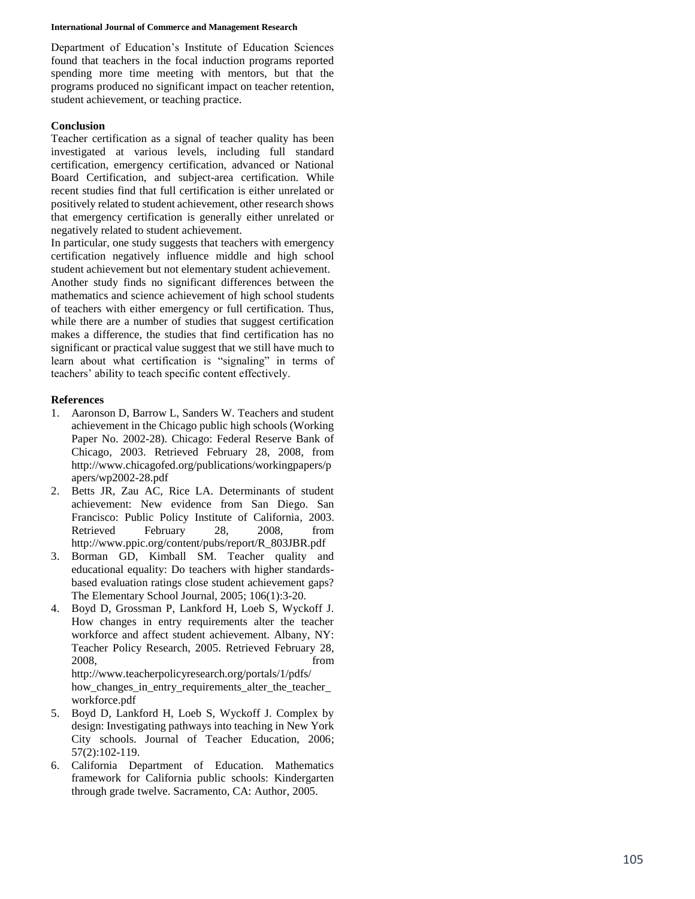Department of Education's Institute of Education Sciences found that teachers in the focal induction programs reported spending more time meeting with mentors, but that the programs produced no significant impact on teacher retention, student achievement, or teaching practice.

## Conclusion

Teacher certification as a signal of teacher quality has been investigated at various levels, including full standard certification, emergency certification, advanced or National Board Certification, and subject-area certification. While recent studies find that full certification is either unrelated or positively related to student achievement, other research shows that emergency certification is generally either unrelated or negatively related to student achievement.

In particular, one study suggests that teachers with emergency certification negatively influence middle and high school student achievement but not elementary student achievement.

Another study finds no significant differences between the mathematics and science achievement of high school students of teachers with either emergency or full certification. Thus, while there are a number of studies that suggest certification makes a difference, the studies that find certification has no significant or practical value suggest that we still have much to learn about what certification is "signaling" in terms of teachers' ability to teach specific content effectively.

## References

1. Aaronson D, Barrow L, Sanders W. Teachers and student achievement in the Chicago public high schools (Working Paper No. 2002-28). Chicago: Federal Reserve Bank of Chicago, 2003. Retrieved February 28, 2008, from http://www.chicagofed.org/publications/workingpapers/papers/wp2002-28.pdf
2. Betts JR, Zau AC, Rice LA. Determinants of student achievement: New evidence from San Diego. San Francisco: Public Policy Institute of California, 2003. Retrieved February 28, 2008, from http://www.ppic.org/content/pubs/report/R_803JBR.pdf
3. Borman GD, Kimball SM. Teacher quality and educational equality: Do teachers with higher standards-based evaluation ratings close student achievement gaps? The Elementary School Journal, 2005; 106(1):3-20.
4. Boyd D, Grossman P, Lankford H, Loeb S, Wyckoff J. How changes in entry requirements alter the teacher workforce and affect student achievement. Albany, NY: Teacher Policy Research, 2005. Retrieved February 28, 2008, from http://www.teacherpolicyresearch.org/portals/1/pdfs/how_changes_in_entry_requirements_alter_the_teacher_workforce.pdf
5. Boyd D, Lankford H, Loeb S, Wyckoff J. Complex by design: Investigating pathways into teaching in New York City schools. Journal of Teacher Education, 2006; 57(2):102-119.
6. California Department of Education. Mathematics framework for California public schools: Kindergarten through grade twelve. Sacramento, CA: Author, 2005.